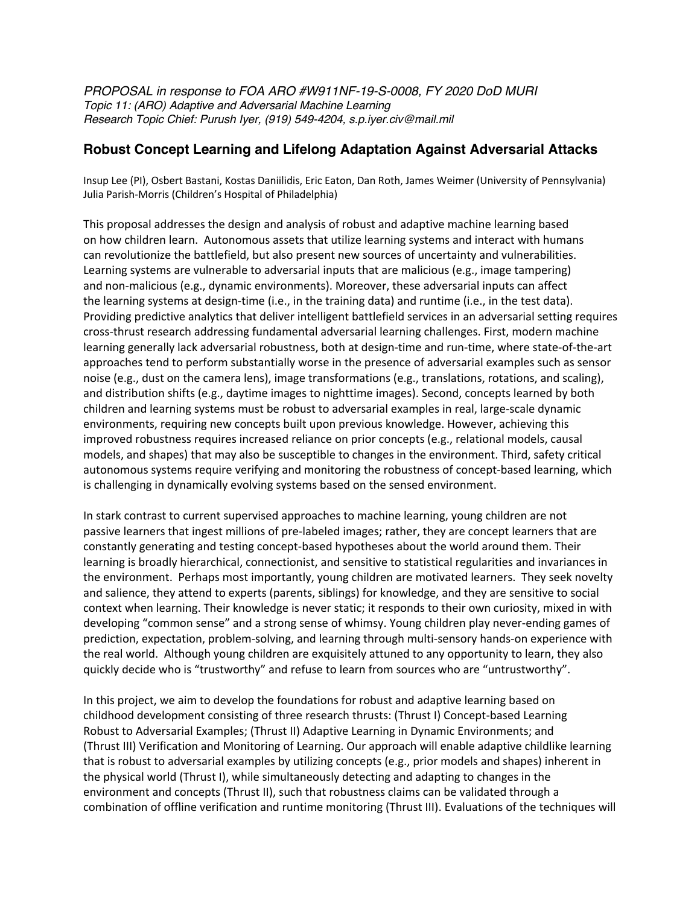*PROPOSAL in response to FOA ARO #W911NF-19-S-0008, FY 2020 DoD MURI*
*Topic 11: (ARO) Adaptive and Adversarial Machine Learning*
*Research Topic Chief: Purush Iyer, (919) 549-4204, s.p.iyer.civ@mail.mil*

## Robust Concept Learning and Lifelong Adaptation Against Adversarial Attacks

Insup Lee (PI), Osbert Bastani, Kostas Daniilidis, Eric Eaton, Dan Roth, James Weimer (University of Pennsylvania)
Julia Parish-Morris (Children's Hospital of Philadelphia)

This proposal addresses the design and analysis of robust and adaptive machine learning based on how children learn. Autonomous assets that utilize learning systems and interact with humans can revolutionize the battlefield, but also present new sources of uncertainty and vulnerabilities. Learning systems are vulnerable to adversarial inputs that are malicious (e.g., image tampering) and non-malicious (e.g., dynamic environments). Moreover, these adversarial inputs can affect the learning systems at design-time (i.e., in the training data) and runtime (i.e., in the test data). Providing predictive analytics that deliver intelligent battlefield services in an adversarial setting requires cross-thrust research addressing fundamental adversarial learning challenges. First, modern machine learning generally lack adversarial robustness, both at design-time and run-time, where state-of-the-art approaches tend to perform substantially worse in the presence of adversarial examples such as sensor noise (e.g., dust on the camera lens), image transformations (e.g., translations, rotations, and scaling), and distribution shifts (e.g., daytime images to nighttime images). Second, concepts learned by both children and learning systems must be robust to adversarial examples in real, large-scale dynamic environments, requiring new concepts built upon previous knowledge. However, achieving this improved robustness requires increased reliance on prior concepts (e.g., relational models, causal models, and shapes) that may also be susceptible to changes in the environment. Third, safety critical autonomous systems require verifying and monitoring the robustness of concept-based learning, which is challenging in dynamically evolving systems based on the sensed environment.

In stark contrast to current supervised approaches to machine learning, young children are not passive learners that ingest millions of pre-labeled images; rather, they are concept learners that are constantly generating and testing concept-based hypotheses about the world around them. Their learning is broadly hierarchical, connectionist, and sensitive to statistical regularities and invariances in the environment. Perhaps most importantly, young children are motivated learners. They seek novelty and salience, they attend to experts (parents, siblings) for knowledge, and they are sensitive to social context when learning. Their knowledge is never static; it responds to their own curiosity, mixed in with developing "common sense" and a strong sense of whimsy. Young children play never-ending games of prediction, expectation, problem-solving, and learning through multi-sensory hands-on experience with the real world. Although young children are exquisitely attuned to any opportunity to learn, they also quickly decide who is "trustworthy" and refuse to learn from sources who are "untrustworthy".

In this project, we aim to develop the foundations for robust and adaptive learning based on childhood development consisting of three research thrusts: (Thrust I) Concept-based Learning Robust to Adversarial Examples; (Thrust II) Adaptive Learning in Dynamic Environments; and (Thrust III) Verification and Monitoring of Learning. Our approach will enable adaptive childlike learning that is robust to adversarial examples by utilizing concepts (e.g., prior models and shapes) inherent in the physical world (Thrust I), while simultaneously detecting and adapting to changes in the environment and concepts (Thrust II), such that robustness claims can be validated through a combination of offline verification and runtime monitoring (Thrust III). Evaluations of the techniques will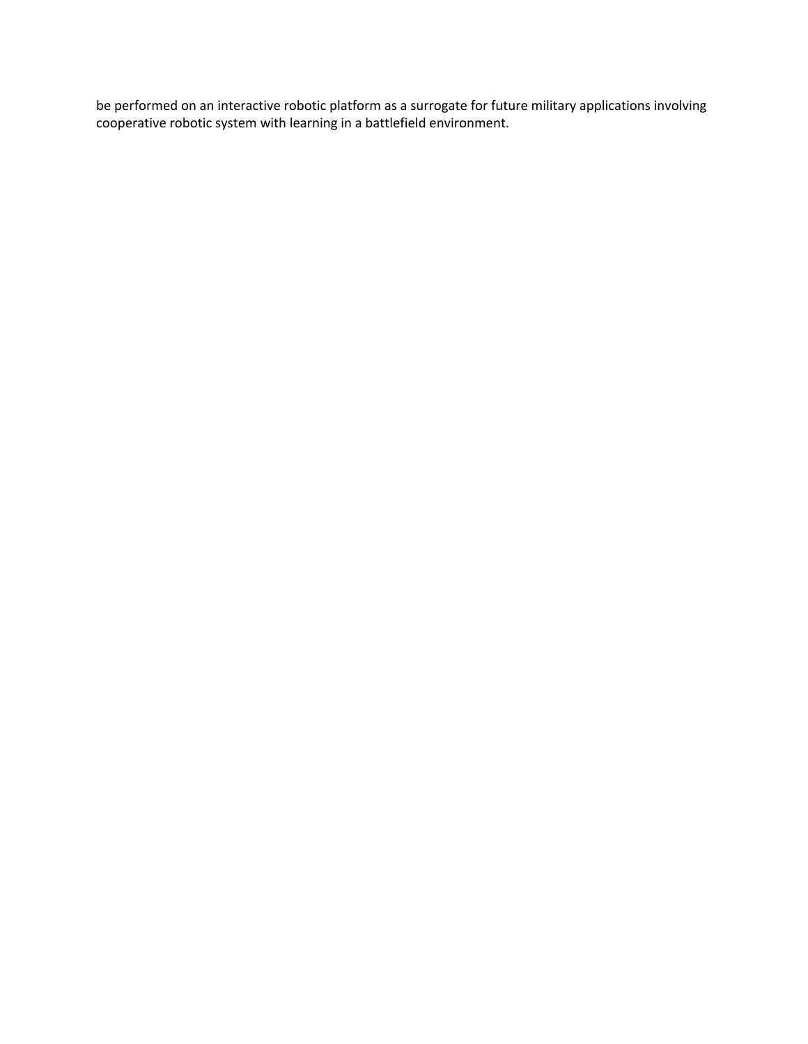be performed on an interactive robotic platform as a surrogate for future military applications involving cooperative robotic system with learning in a battlefield environment.